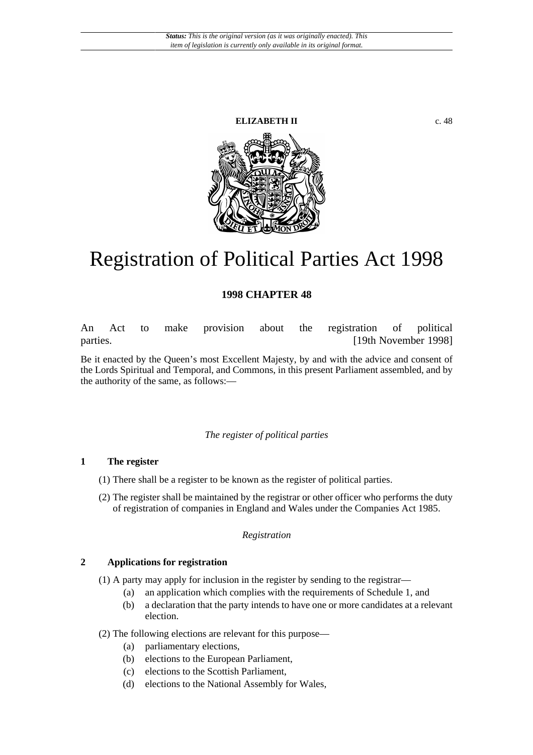*Status: This is the original version (as it was originally enacted). This item of legislation is currently only available in its original format.*

**ELIZABETH II** c. 48

# Registration of Political Parties Act 1998

**1998 CHAPTER 48**

An Act to make provision about the registration of political parties. [19th November 1998]

Be it enacted by the Queen's most Excellent Majesty, by and with the advice and consent of the Lords Spiritual and Temporal, and Commons, in this present Parliament assembled, and by the authority of the same, as follows:—

*The register of political parties*

### 1 The register

(1) There shall be a register to be known as the register of political parties.

(2) The register shall be maintained by the registrar or other officer who performs the duty of registration of companies in England and Wales under the Companies Act 1985.

*Registration*

### 2 Applications for registration

(1) A party may apply for inclusion in the register by sending to the registrar—

- (a) an application which complies with the requirements of Schedule 1, and
- (b) a declaration that the party intends to have one or more candidates at a relevant election.

(2) The following elections are relevant for this purpose—

- (a) parliamentary elections,
- (b) elections to the European Parliament,
- (c) elections to the Scottish Parliament,
- (d) elections to the National Assembly for Wales,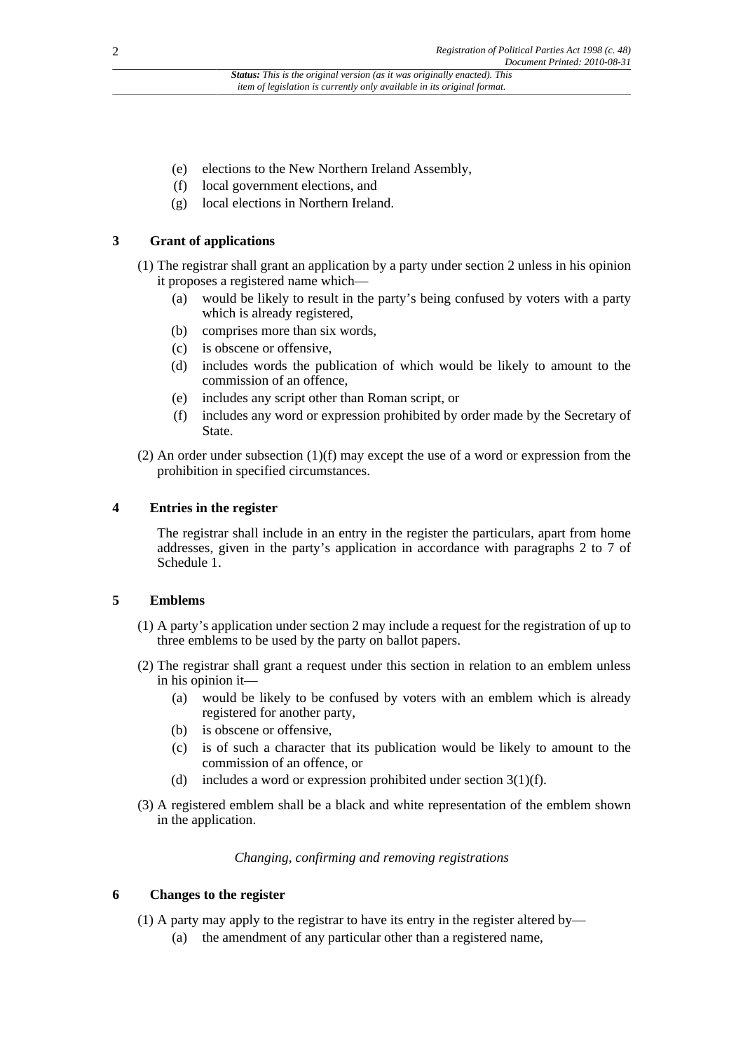(e) elections to the New Northern Ireland Assembly,
(f) local government elections, and
(g) local elections in Northern Ireland.

### 3 Grant of applications

(1) The registrar shall grant an application by a party under section 2 unless in his opinion it proposes a registered name which—
  (a) would be likely to result in the party's being confused by voters with a party which is already registered,
  (b) comprises more than six words,
  (c) is obscene or offensive,
  (d) includes words the publication of which would be likely to amount to the commission of an offence,
  (e) includes any script other than Roman script, or
  (f) includes any word or expression prohibited by order made by the Secretary of State.

(2) An order under subsection (1)(f) may except the use of a word or expression from the prohibition in specified circumstances.

### 4 Entries in the register

The registrar shall include in an entry in the register the particulars, apart from home addresses, given in the party's application in accordance with paragraphs 2 to 7 of Schedule 1.

### 5 Emblems

(1) A party's application under section 2 may include a request for the registration of up to three emblems to be used by the party on ballot papers.

(2) The registrar shall grant a request under this section in relation to an emblem unless in his opinion it—
  (a) would be likely to be confused by voters with an emblem which is already registered for another party,
  (b) is obscene or offensive,
  (c) is of such a character that its publication would be likely to amount to the commission of an offence, or
  (d) includes a word or expression prohibited under section 3(1)(f).

(3) A registered emblem shall be a black and white representation of the emblem shown in the application.

*Changing, confirming and removing registrations*

### 6 Changes to the register

(1) A party may apply to the registrar to have its entry in the register altered by—
  (a) the amendment of any particular other than a registered name,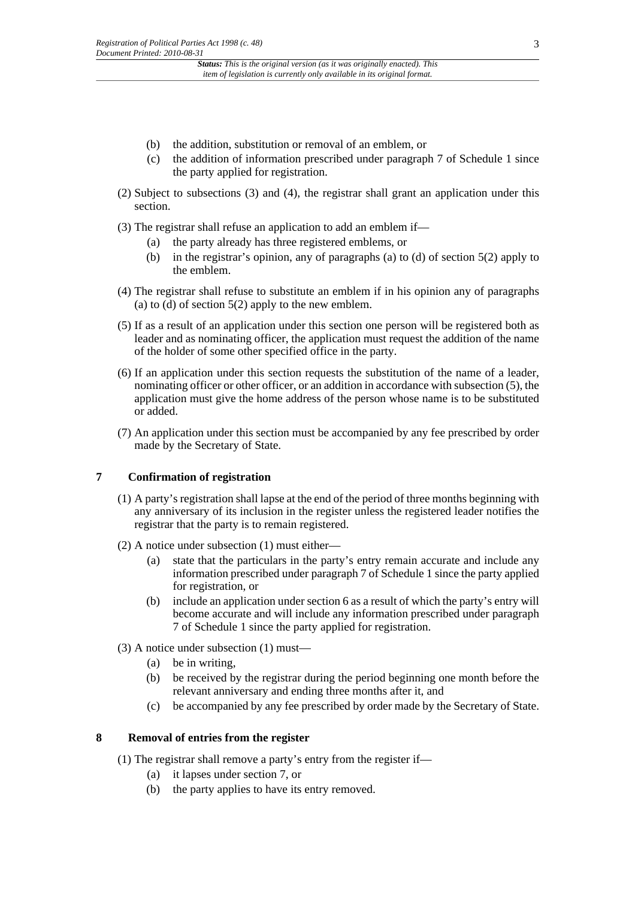(b) the addition, substitution or removal of an emblem, or

(c) the addition of information prescribed under paragraph 7 of Schedule 1 since the party applied for registration.

(2) Subject to subsections (3) and (4), the registrar shall grant an application under this section.

(3) The registrar shall refuse an application to add an emblem if—

(a) the party already has three registered emblems, or

(b) in the registrar's opinion, any of paragraphs (a) to (d) of section 5(2) apply to the emblem.

(4) The registrar shall refuse to substitute an emblem if in his opinion any of paragraphs (a) to (d) of section 5(2) apply to the new emblem.

(5) If as a result of an application under this section one person will be registered both as leader and as nominating officer, the application must request the addition of the name of the holder of some other specified office in the party.

(6) If an application under this section requests the substitution of the name of a leader, nominating officer or other officer, or an addition in accordance with subsection (5), the application must give the home address of the person whose name is to be substituted or added.

(7) An application under this section must be accompanied by any fee prescribed by order made by the Secretary of State.

## 7 Confirmation of registration

(1) A party's registration shall lapse at the end of the period of three months beginning with any anniversary of its inclusion in the register unless the registered leader notifies the registrar that the party is to remain registered.

(2) A notice under subsection (1) must either—

(a) state that the particulars in the party's entry remain accurate and include any information prescribed under paragraph 7 of Schedule 1 since the party applied for registration, or

(b) include an application under section 6 as a result of which the party's entry will become accurate and will include any information prescribed under paragraph 7 of Schedule 1 since the party applied for registration.

(3) A notice under subsection (1) must—

(a) be in writing,

(b) be received by the registrar during the period beginning one month before the relevant anniversary and ending three months after it, and

(c) be accompanied by any fee prescribed by order made by the Secretary of State.

## 8 Removal of entries from the register

(1) The registrar shall remove a party's entry from the register if—

(a) it lapses under section 7, or

(b) the party applies to have its entry removed.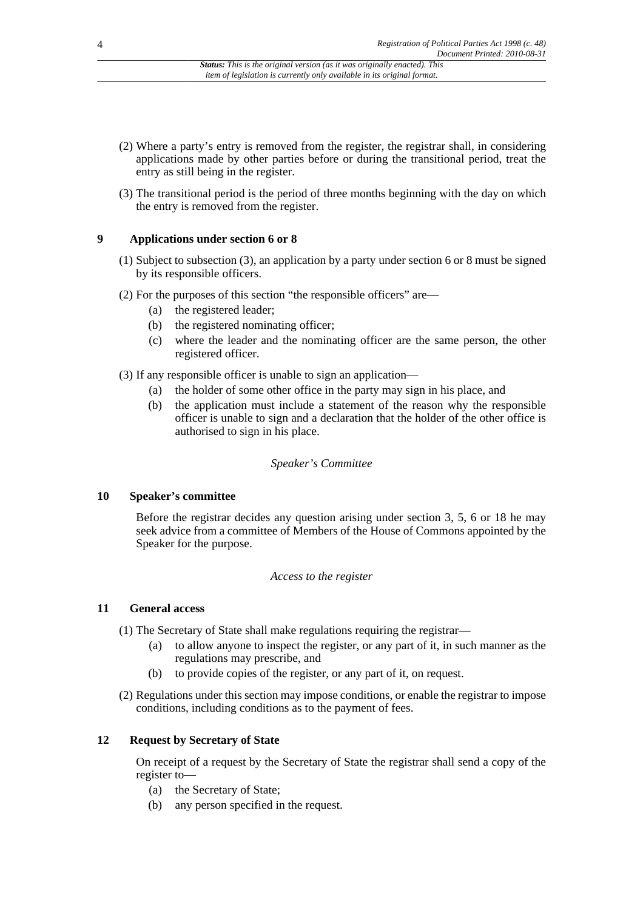(2) Where a party's entry is removed from the register, the registrar shall, in considering applications made by other parties before or during the transitional period, treat the entry as still being in the register.

(3) The transitional period is the period of three months beginning with the day on which the entry is removed from the register.

### 9 Applications under section 6 or 8

(1) Subject to subsection (3), an application by a party under section 6 or 8 must be signed by its responsible officers.

(2) For the purposes of this section "the responsible officers" are—

- (a) the registered leader;
- (b) the registered nominating officer;
- (c) where the leader and the nominating officer are the same person, the other registered officer.

(3) If any responsible officer is unable to sign an application—

- (a) the holder of some other office in the party may sign in his place, and
- (b) the application must include a statement of the reason why the responsible officer is unable to sign and a declaration that the holder of the other office is authorised to sign in his place.

*Speaker's Committee*

### 10 Speaker's committee

Before the registrar decides any question arising under section 3, 5, 6 or 18 he may seek advice from a committee of Members of the House of Commons appointed by the Speaker for the purpose.

*Access to the register*

### 11 General access

(1) The Secretary of State shall make regulations requiring the registrar—

- (a) to allow anyone to inspect the register, or any part of it, in such manner as the regulations may prescribe, and
- (b) to provide copies of the register, or any part of it, on request.

(2) Regulations under this section may impose conditions, or enable the registrar to impose conditions, including conditions as to the payment of fees.

### 12 Request by Secretary of State

On receipt of a request by the Secretary of State the registrar shall send a copy of the register to—

- (a) the Secretary of State;
- (b) any person specified in the request.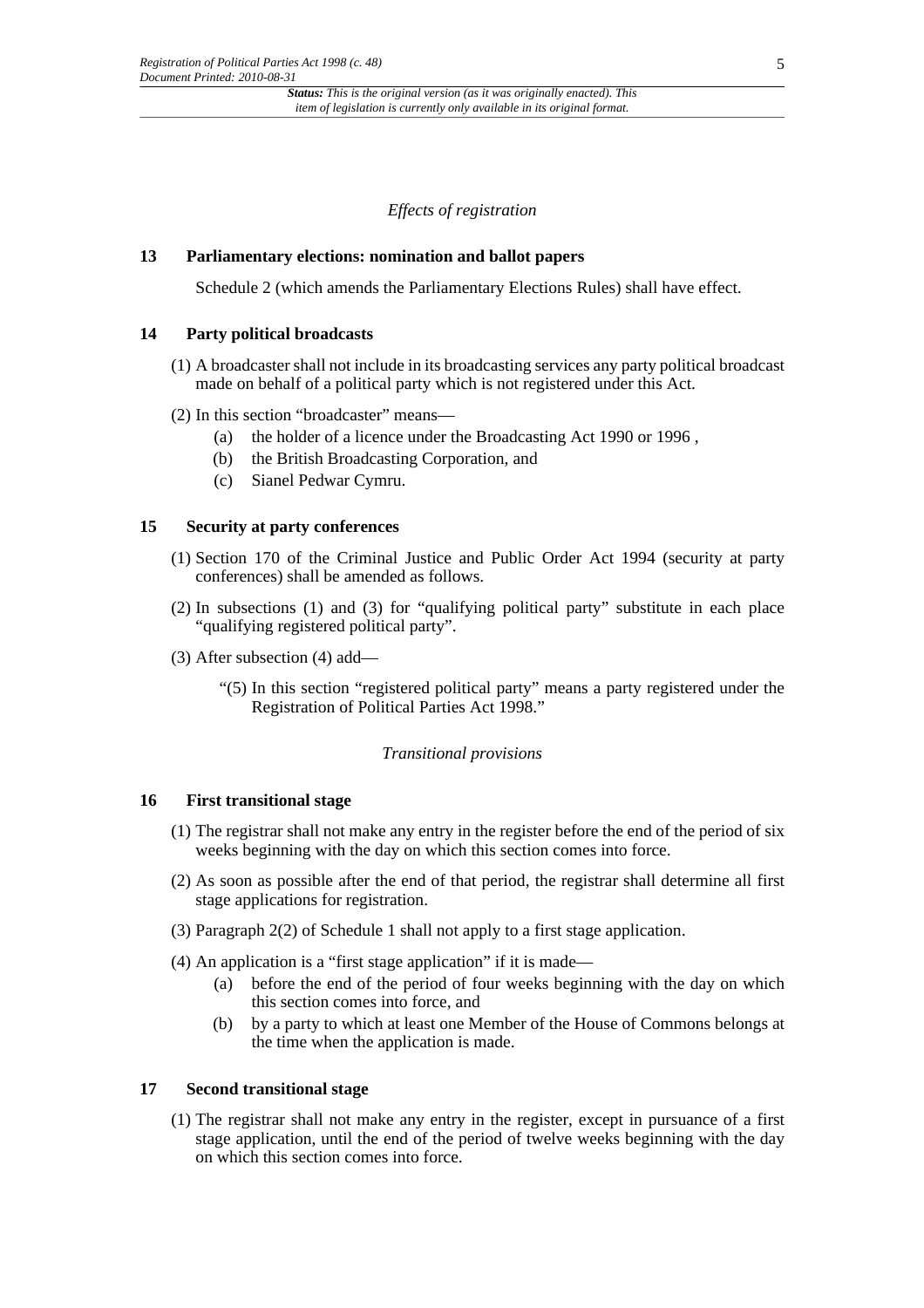*Effects of registration*

## 13 Parliamentary elections: nomination and ballot papers

Schedule 2 (which amends the Parliamentary Elections Rules) shall have effect.

## 14 Party political broadcasts

(1) A broadcaster shall not include in its broadcasting services any party political broadcast made on behalf of a political party which is not registered under this Act.

(2) In this section "broadcaster" means—

- (a) the holder of a licence under the Broadcasting Act 1990 or 1996 ,
- (b) the British Broadcasting Corporation, and
- (c) Sianel Pedwar Cymru.

## 15 Security at party conferences

(1) Section 170 of the Criminal Justice and Public Order Act 1994 (security at party conferences) shall be amended as follows.

(2) In subsections (1) and (3) for "qualifying political party" substitute in each place "qualifying registered political party".

(3) After subsection (4) add—

> "(5) In this section "registered political party" means a party registered under the Registration of Political Parties Act 1998."

*Transitional provisions*

## 16 First transitional stage

(1) The registrar shall not make any entry in the register before the end of the period of six weeks beginning with the day on which this section comes into force.

(2) As soon as possible after the end of that period, the registrar shall determine all first stage applications for registration.

(3) Paragraph 2(2) of Schedule 1 shall not apply to a first stage application.

(4) An application is a "first stage application" if it is made—

- (a) before the end of the period of four weeks beginning with the day on which this section comes into force, and
- (b) by a party to which at least one Member of the House of Commons belongs at the time when the application is made.

## 17 Second transitional stage

(1) The registrar shall not make any entry in the register, except in pursuance of a first stage application, until the end of the period of twelve weeks beginning with the day on which this section comes into force.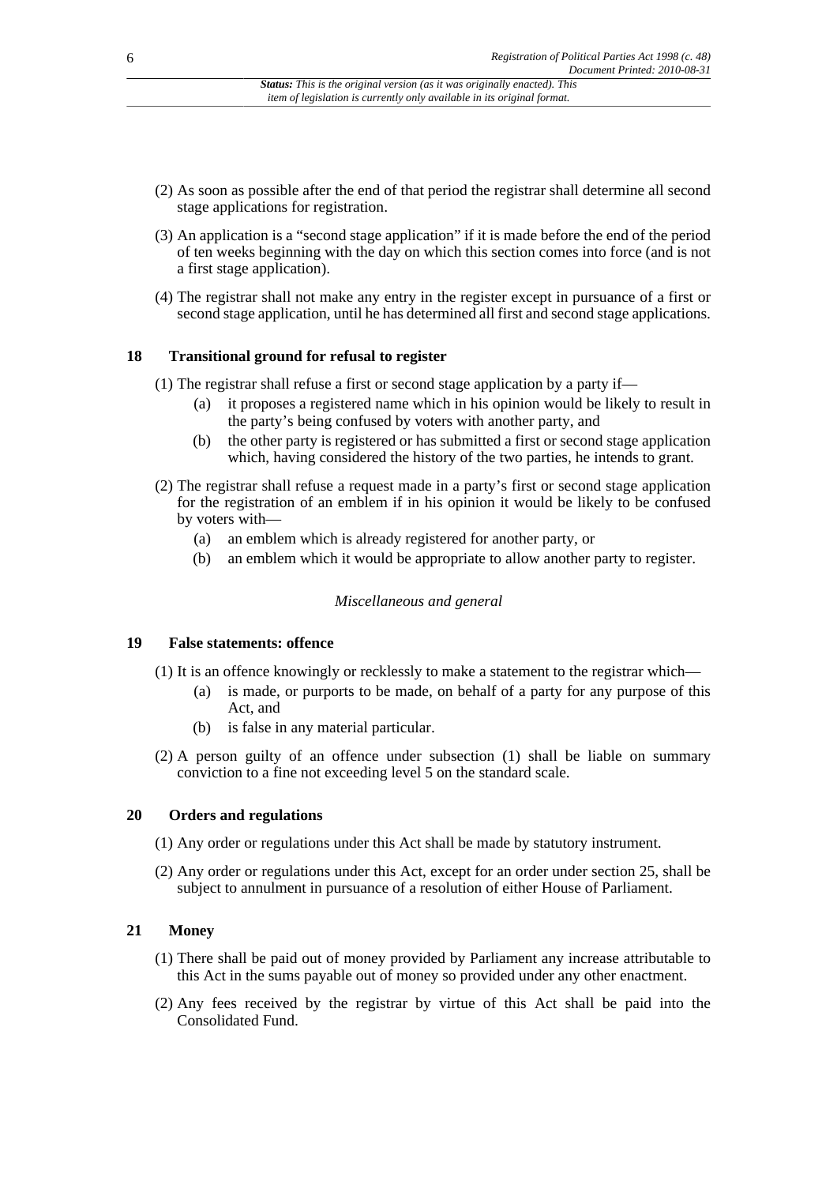(2) As soon as possible after the end of that period the registrar shall determine all second stage applications for registration.

(3) An application is a "second stage application" if it is made before the end of the period of ten weeks beginning with the day on which this section comes into force (and is not a first stage application).

(4) The registrar shall not make any entry in the register except in pursuance of a first or second stage application, until he has determined all first and second stage applications.

### 18 Transitional ground for refusal to register

(1) The registrar shall refuse a first or second stage application by a party if—

(a) it proposes a registered name which in his opinion would be likely to result in the party's being confused by voters with another party, and

(b) the other party is registered or has submitted a first or second stage application which, having considered the history of the two parties, he intends to grant.

(2) The registrar shall refuse a request made in a party's first or second stage application for the registration of an emblem if in his opinion it would be likely to be confused by voters with—

(a) an emblem which is already registered for another party, or

(b) an emblem which it would be appropriate to allow another party to register.

*Miscellaneous and general*

### 19 False statements: offence

(1) It is an offence knowingly or recklessly to make a statement to the registrar which—

(a) is made, or purports to be made, on behalf of a party for any purpose of this Act, and

(b) is false in any material particular.

(2) A person guilty of an offence under subsection (1) shall be liable on summary conviction to a fine not exceeding level 5 on the standard scale.

### 20 Orders and regulations

(1) Any order or regulations under this Act shall be made by statutory instrument.

(2) Any order or regulations under this Act, except for an order under section 25, shall be subject to annulment in pursuance of a resolution of either House of Parliament.

### 21 Money

(1) There shall be paid out of money provided by Parliament any increase attributable to this Act in the sums payable out of money so provided under any other enactment.

(2) Any fees received by the registrar by virtue of this Act shall be paid into the Consolidated Fund.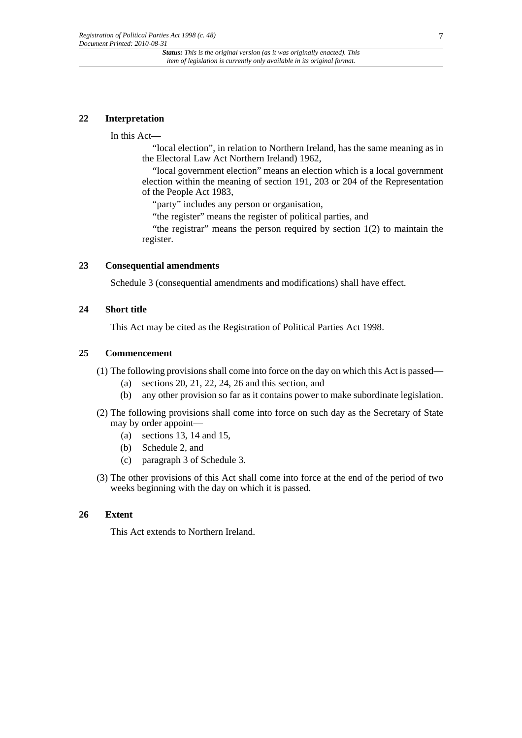## 22 Interpretation

In this Act—

"local election", in relation to Northern Ireland, has the same meaning as in the Electoral Law Act Northern Ireland) 1962,

"local government election" means an election which is a local government election within the meaning of section 191, 203 or 204 of the Representation of the People Act 1983,

"party" includes any person or organisation,

"the register" means the register of political parties, and

"the registrar" means the person required by section 1(2) to maintain the register.

## 23 Consequential amendments

Schedule 3 (consequential amendments and modifications) shall have effect.

## 24 Short title

This Act may be cited as the Registration of Political Parties Act 1998.

## 25 Commencement

(1) The following provisions shall come into force on the day on which this Act is passed—

- (a) sections 20, 21, 22, 24, 26 and this section, and
- (b) any other provision so far as it contains power to make subordinate legislation.

(2) The following provisions shall come into force on such day as the Secretary of State may by order appoint—

- (a) sections 13, 14 and 15,
- (b) Schedule 2, and
- (c) paragraph 3 of Schedule 3.

(3) The other provisions of this Act shall come into force at the end of the period of two weeks beginning with the day on which it is passed.

## 26 Extent

This Act extends to Northern Ireland.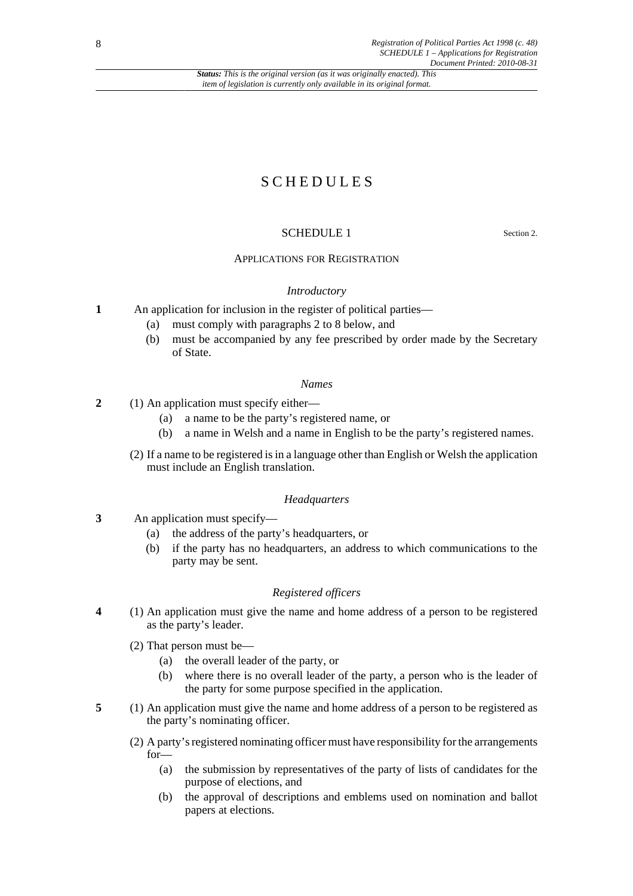*Status: This is the original version (as it was originally enacted). This item of legislation is currently only available in its original format.*

# SCHEDULES

## SCHEDULE 1

Section 2.

### APPLICATIONS FOR REGISTRATION

*Introductory*

**1** An application for inclusion in the register of political parties—

(a) must comply with paragraphs 2 to 8 below, and

(b) must be accompanied by any fee prescribed by order made by the Secretary of State.

*Names*

**2** (1) An application must specify either—

(a) a name to be the party's registered name, or

(b) a name in Welsh and a name in English to be the party's registered names.

(2) If a name to be registered is in a language other than English or Welsh the application must include an English translation.

*Headquarters*

**3** An application must specify—

(a) the address of the party's headquarters, or

(b) if the party has no headquarters, an address to which communications to the party may be sent.

*Registered officers*

**4** (1) An application must give the name and home address of a person to be registered as the party's leader.

(2) That person must be—

(a) the overall leader of the party, or

(b) where there is no overall leader of the party, a person who is the leader of the party for some purpose specified in the application.

**5** (1) An application must give the name and home address of a person to be registered as the party's nominating officer.

(2) A party's registered nominating officer must have responsibility for the arrangements for—

(a) the submission by representatives of the party of lists of candidates for the purpose of elections, and

(b) the approval of descriptions and emblems used on nomination and ballot papers at elections.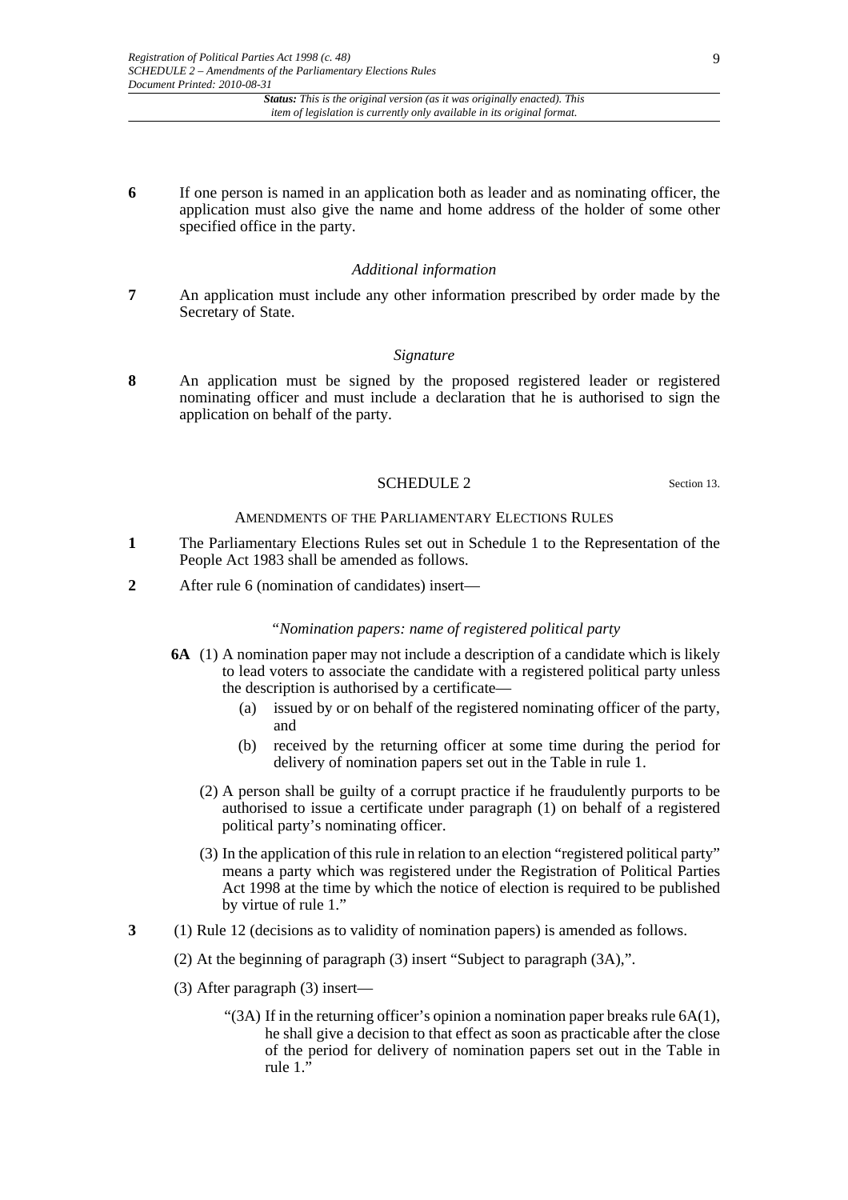**6** If one person is named in an application both as leader and as nominating officer, the application must also give the name and home address of the holder of some other specified office in the party.

*Additional information*

**7** An application must include any other information prescribed by order made by the Secretary of State.

*Signature*

**8** An application must be signed by the proposed registered leader or registered nominating officer and must include a declaration that he is authorised to sign the application on behalf of the party.

## SCHEDULE 2

Section 13.

### AMENDMENTS OF THE PARLIAMENTARY ELECTIONS RULES

**1** The Parliamentary Elections Rules set out in Schedule 1 to the Representation of the People Act 1983 shall be amended as follows.

**2** After rule 6 (nomination of candidates) insert—

"*Nomination papers: name of registered political party*

**6A** (1) A nomination paper may not include a description of a candidate which is likely to lead voters to associate the candidate with a registered political party unless the description is authorised by a certificate—

(a) issued by or on behalf of the registered nominating officer of the party, and

(b) received by the returning officer at some time during the period for delivery of nomination papers set out in the Table in rule 1.

(2) A person shall be guilty of a corrupt practice if he fraudulently purports to be authorised to issue a certificate under paragraph (1) on behalf of a registered political party's nominating officer.

(3) In the application of this rule in relation to an election "registered political party" means a party which was registered under the Registration of Political Parties Act 1998 at the time by which the notice of election is required to be published by virtue of rule 1."

**3** (1) Rule 12 (decisions as to validity of nomination papers) is amended as follows.

(2) At the beginning of paragraph (3) insert "Subject to paragraph (3A),".

(3) After paragraph (3) insert—

"(3A) If in the returning officer's opinion a nomination paper breaks rule 6A(1), he shall give a decision to that effect as soon as practicable after the close of the period for delivery of nomination papers set out in the Table in rule 1."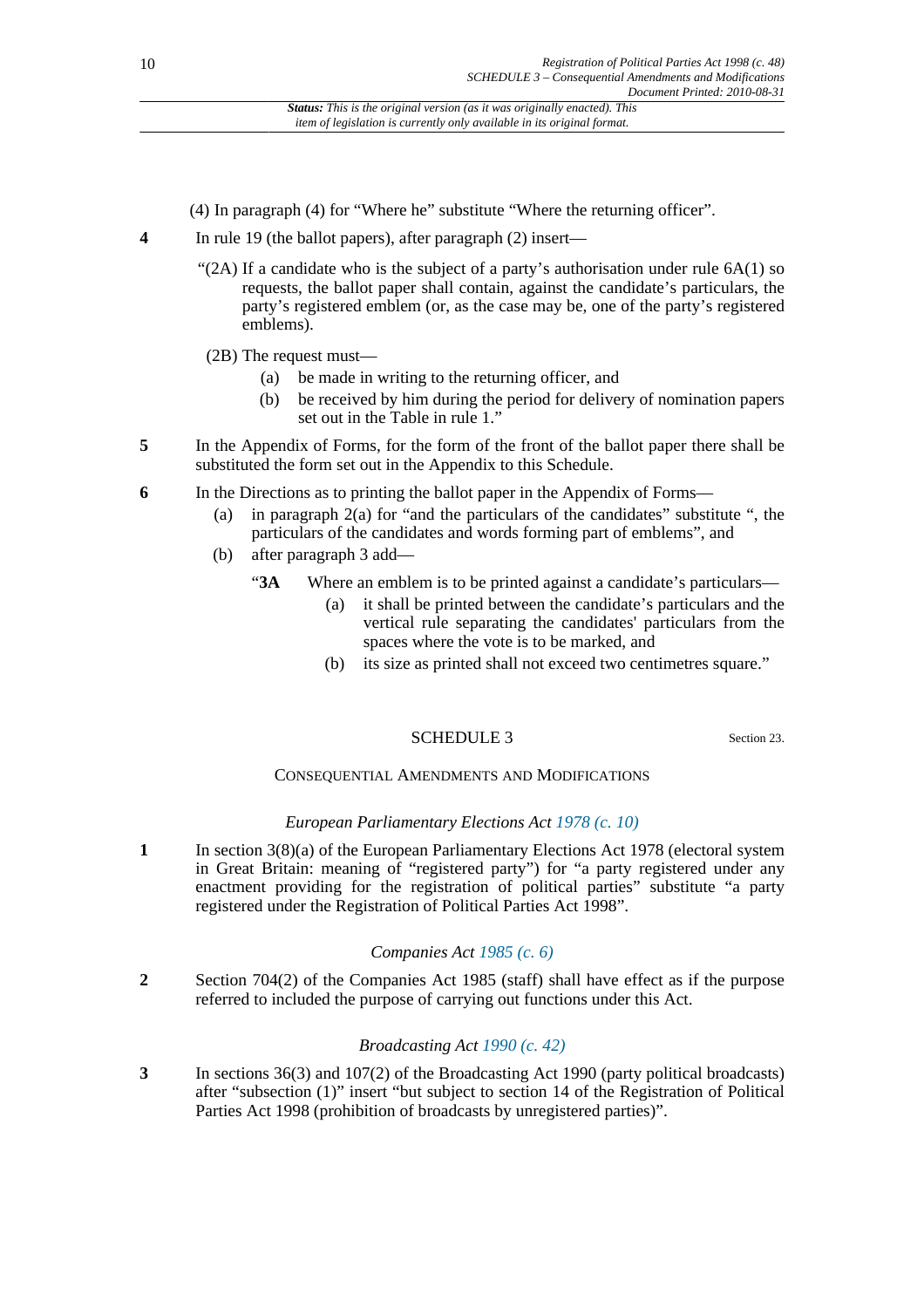(4) In paragraph (4) for "Where he" substitute "Where the returning officer".

**4** In rule 19 (the ballot papers), after paragraph (2) insert—

"(2A) If a candidate who is the subject of a party's authorisation under rule 6A(1) so requests, the ballot paper shall contain, against the candidate's particulars, the party's registered emblem (or, as the case may be, one of the party's registered emblems).

(2B) The request must—

(a) be made in writing to the returning officer, and

(b) be received by him during the period for delivery of nomination papers set out in the Table in rule 1."

**5** In the Appendix of Forms, for the form of the front of the ballot paper there shall be substituted the form set out in the Appendix to this Schedule.

**6** In the Directions as to printing the ballot paper in the Appendix of Forms—

(a) in paragraph 2(a) for "and the particulars of the candidates" substitute ", the particulars of the candidates and words forming part of emblems", and

(b) after paragraph 3 add—

"**3A** Where an emblem is to be printed against a candidate's particulars—

(a) it shall be printed between the candidate's particulars and the vertical rule separating the candidates' particulars from the spaces where the vote is to be marked, and

(b) its size as printed shall not exceed two centimetres square."

## SCHEDULE 3

Section 23.

### CONSEQUENTIAL AMENDMENTS AND MODIFICATIONS

*European Parliamentary Elections Act 1978 (c. 10)*

**1** In section 3(8)(a) of the European Parliamentary Elections Act 1978 (electoral system in Great Britain: meaning of "registered party") for "a party registered under any enactment providing for the registration of political parties" substitute "a party registered under the Registration of Political Parties Act 1998".

*Companies Act 1985 (c. 6)*

**2** Section 704(2) of the Companies Act 1985 (staff) shall have effect as if the purpose referred to included the purpose of carrying out functions under this Act.

*Broadcasting Act 1990 (c. 42)*

**3** In sections 36(3) and 107(2) of the Broadcasting Act 1990 (party political broadcasts) after "subsection (1)" insert "but subject to section 14 of the Registration of Political Parties Act 1998 (prohibition of broadcasts by unregistered parties)".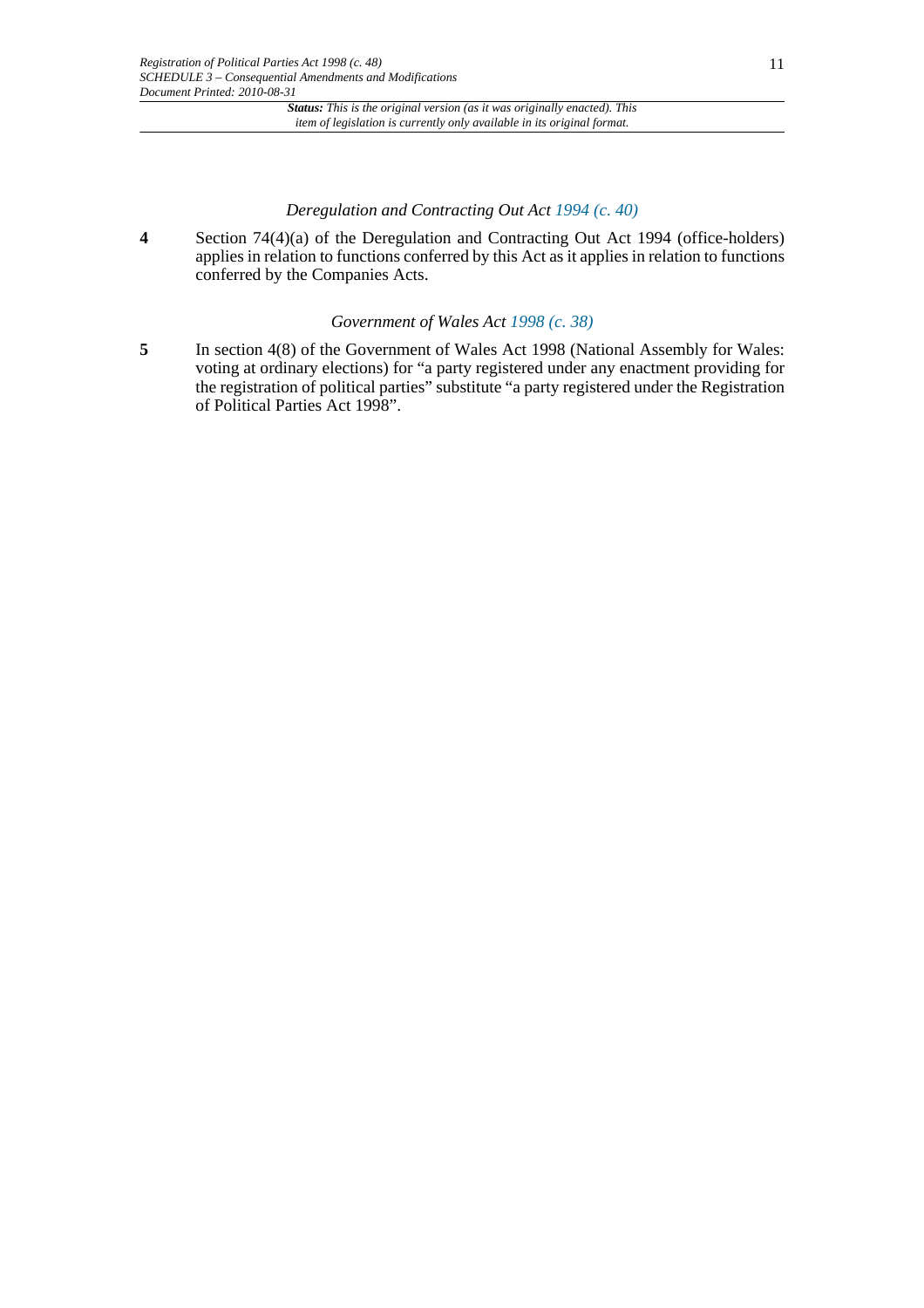*Deregulation and Contracting Out Act 1994 (c. 40)*

**4** Section 74(4)(a) of the Deregulation and Contracting Out Act 1994 (office-holders) applies in relation to functions conferred by this Act as it applies in relation to functions conferred by the Companies Acts.

*Government of Wales Act 1998 (c. 38)*

**5** In section 4(8) of the Government of Wales Act 1998 (National Assembly for Wales: voting at ordinary elections) for "a party registered under any enactment providing for the registration of political parties" substitute "a party registered under the Registration of Political Parties Act 1998".